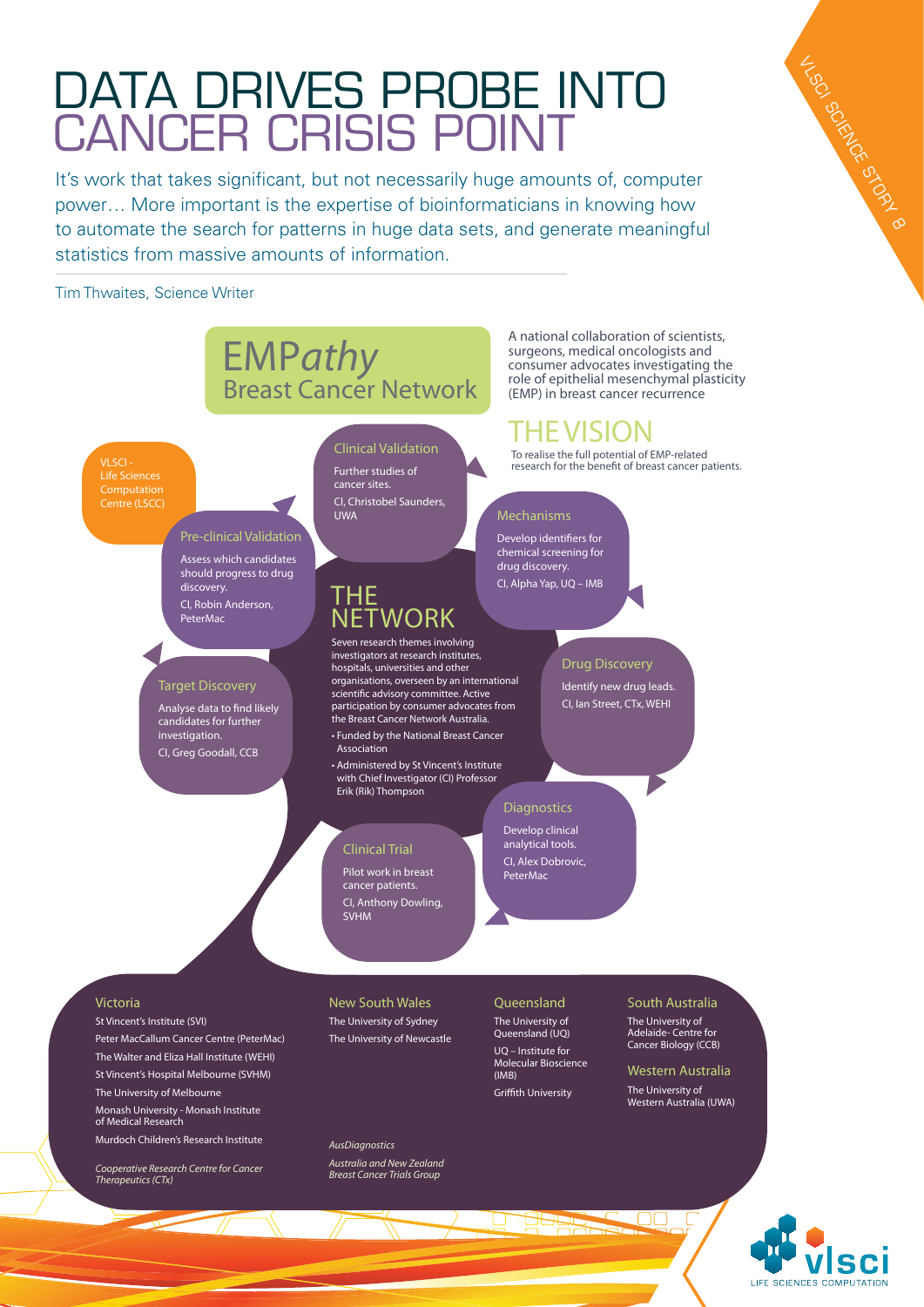# DATA DRIVES PROBE INTO CANCER CRISIS POINT

It's work that takes significant, but not necessarily huge amounts of, computer power… More important is the expertise of bioinformaticians in knowing how to automate the search for patterns in huge data sets, and generate meaningful statistics from massive amounts of information.

Tim Thwaites, Science Writer

VLSCI SCIENCE STORY 8

## EMP*athy* Breast Cancer Network

A national collaboration of scientists, surgeons, medical oncologists and consumer advocates investigating the role of epithelial mesenchymal plasticity (EMP) in breast cancer recurrence

## THE VISION

To realise the full potential of EMP-related research for the benefit of breast cancer patients.

## THE NETWORK

Seven research themes involving investigators at research institutes, hospitals, universities and other organisations, overseen by an international scientific advisory committee. Active participation by consumer advocates from the Breast Cancer Network Australia.

- Funded by the National Breast Cancer Association
- Administered by St Vincent's Institute with Chief Investigator (CI) Professor Erik (Rik) Thompson

VLSCI - Life Sciences Computation Centre (LSCC)

### Target Discovery

Analyse data to find likely candidates for further investigation.

CI, Greg Goodall, CCB

### Pre-clinical Validation

Assess which candidates should progress to drug discovery.

CI, Robin Anderson, PeterMac

### Clinical Validation

Further studies of cancer sites.

CI, Christobel Saunders, UWA

### Mechanisms

Develop identifiers for chemical screening for drug discovery.

CI, Alpha Yap, UQ – IMB

### Drug Discovery

Identify new drug leads.

CI, Ian Street, CTx, WEHI

### Diagnostics

Develop clinical analytical tools.

CI, Alex Dobrovic, PeterMac

### Clinical Trial

Pilot work in breast cancer patients.

CI, Anthony Dowling, SVHM

### Victoria

St Vincent's Institute (SVI)

Peter MacCallum Cancer Centre (PeterMac)

The Walter and Eliza Hall Institute (WEHI)

St Vincent's Hospital Melbourne (SVHM)

The University of Melbourne

Monash University - Monash Institute of Medical Research

Murdoch Children's Research Institute

*Cooperative Research Centre for Cancer Therapeutics (CTx)*

### New South Wales

The University of Sydney

The University of Newcastle

*AusDiagnostics*

*Australia and New Zealand Breast Cancer Trials Group*

### Queensland

The University of Queensland (UQ)

UQ – Institute for Molecular Bioscience (IMB)

Griffith University

### South Australia

The University of Adelaide- Centre for Cancer Biology (CCB)

### Western Australia

The University of Western Australia (UWA)

vlsci LIFE SCIENCES COMPUTATION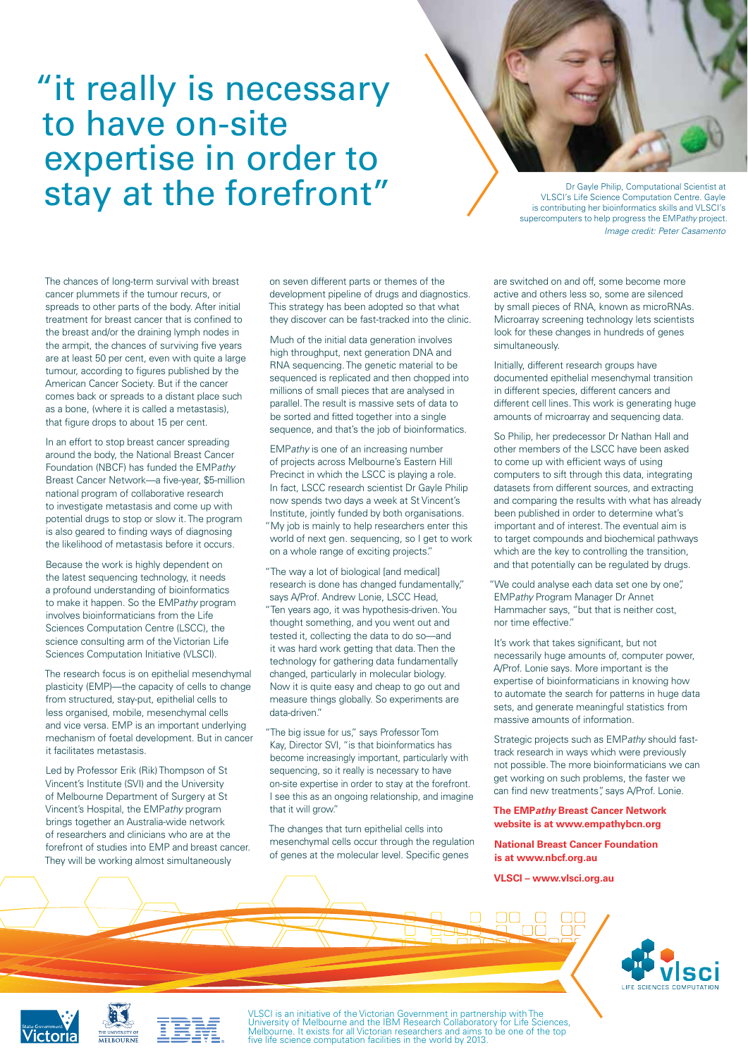# "it really is necessary to have on-site expertise in order to stay at the forefront"

Dr Gayle Philip, Computational Scientist at VLSCI's Life Science Computation Centre. Gayle is contributing her bioinformatics skills and VLSCI's supercomputers to help progress the EMP*athy* project.
*Image credit: Peter Casamento*

The chances of long-term survival with breast cancer plummets if the tumour recurs, or spreads to other parts of the body. After initial treatment for breast cancer that is confined to the breast and/or the draining lymph nodes in the armpit, the chances of surviving five years are at least 50 per cent, even with quite a large tumour, according to figures published by the American Cancer Society. But if the cancer comes back or spreads to a distant place such as a bone, (where it is called a metastasis), that figure drops to about 15 per cent.

In an effort to stop breast cancer spreading around the body, the National Breast Cancer Foundation (NBCF) has funded the EMP*athy* Breast Cancer Network—a five-year, $5-million national program of collaborative research to investigate metastasis and come up with potential drugs to stop or slow it. The program is also geared to finding ways of diagnosing the likelihood of metastasis before it occurs.

Because the work is highly dependent on the latest sequencing technology, it needs a profound understanding of bioinformatics to make it happen. So the EMP*athy* program involves bioinformaticians from the Life Sciences Computation Centre (LSCC), the science consulting arm of the Victorian Life Sciences Computation Initiative (VLSCI).

The research focus is on epithelial mesenchymal plasticity (EMP)—the capacity of cells to change from structured, stay-put, epithelial cells to less organised, mobile, mesenchymal cells and vice versa. EMP is an important underlying mechanism of foetal development. But in cancer it facilitates metastasis.

Led by Professor Erik (Rik) Thompson of St Vincent's Institute (SVI) and the University of Melbourne Department of Surgery at St Vincent's Hospital, the EMP*athy* program brings together an Australia-wide network of researchers and clinicians who are at the forefront of studies into EMP and breast cancer. They will be working almost simultaneously on seven different parts or themes of the development pipeline of drugs and diagnostics. This strategy has been adopted so that what they discover can be fast-tracked into the clinic.

Much of the initial data generation involves high throughput, next generation DNA and RNA sequencing. The genetic material to be sequenced is replicated and then chopped into millions of small pieces that are analysed in parallel. The result is massive sets of data to be sorted and fitted together into a single sequence, and that's the job of bioinformatics.

EMP*athy* is one of an increasing number of projects across Melbourne's Eastern Hill Precinct in which the LSCC is playing a role. In fact, LSCC research scientist Dr Gayle Philip now spends two days a week at St Vincent's Institute, jointly funded by both organisations. "My job is mainly to help researchers enter this world of next gen. sequencing, so I get to work on a whole range of exciting projects."

"The way a lot of biological [and medical] research is done has changed fundamentally," says A/Prof. Andrew Lonie, LSCC Head, "Ten years ago, it was hypothesis-driven. You thought something, and you went out and tested it, collecting the data to do so—and it was hard work getting that data. Then the technology for gathering data fundamentally changed, particularly in molecular biology. Now it is quite easy and cheap to go out and measure things globally. So experiments are data-driven."

"The big issue for us," says Professor Tom Kay, Director SVI, "is that bioinformatics has become increasingly important, particularly with sequencing, so it really is necessary to have on-site expertise in order to stay at the forefront. I see this as an ongoing relationship, and imagine that it will grow."

The changes that turn epithelial cells into mesenchymal cells occur through the regulation of genes at the molecular level. Specific genes are switched on and off, some become more active and others less so, some are silenced by small pieces of RNA, known as microRNAs. Microarray screening technology lets scientists look for these changes in hundreds of genes simultaneously.

Initially, different research groups have documented epithelial mesenchymal transition in different species, different cancers and different cell lines. This work is generating huge amounts of microarray and sequencing data.

So Philip, her predecessor Dr Nathan Hall and other members of the LSCC have been asked to come up with efficient ways of using computers to sift through this data, integrating datasets from different sources, and extracting and comparing the results with what has already been published in order to determine what's important and of interest. The eventual aim is to target compounds and biochemical pathways which are the key to controlling the transition, and that potentially can be regulated by drugs.

"We could analyse each data set one by one", EMP*athy* Program Manager Dr Annet Hammacher says, "but that is neither cost, nor time effective."

It's work that takes significant, but not necessarily huge amounts of, computer power, A/Prof. Lonie says. More important is the expertise of bioinformaticians in knowing how to automate the search for patterns in huge data sets, and generate meaningful statistics from massive amounts of information.

Strategic projects such as EMP*athy* should fast-track research in ways which were previously not possible. The more bioinformaticians we can get working on such problems, the faster we can find new treatments", says A/Prof. Lonie.

**The EMP*athy* Breast Cancer Network website is at www.empathybcn.org**

**National Breast Cancer Foundation is at www.nbcf.org.au**

**VLSCI – www.vlsci.org.au**

VLSCI is an initiative of the Victorian Government in partnership with The University of Melbourne and the IBM Research Collaboratory for Life Sciences, Melbourne. It exists for all Victorian researchers and aims to be one of the top five life science computation facilities in the world by 2013.